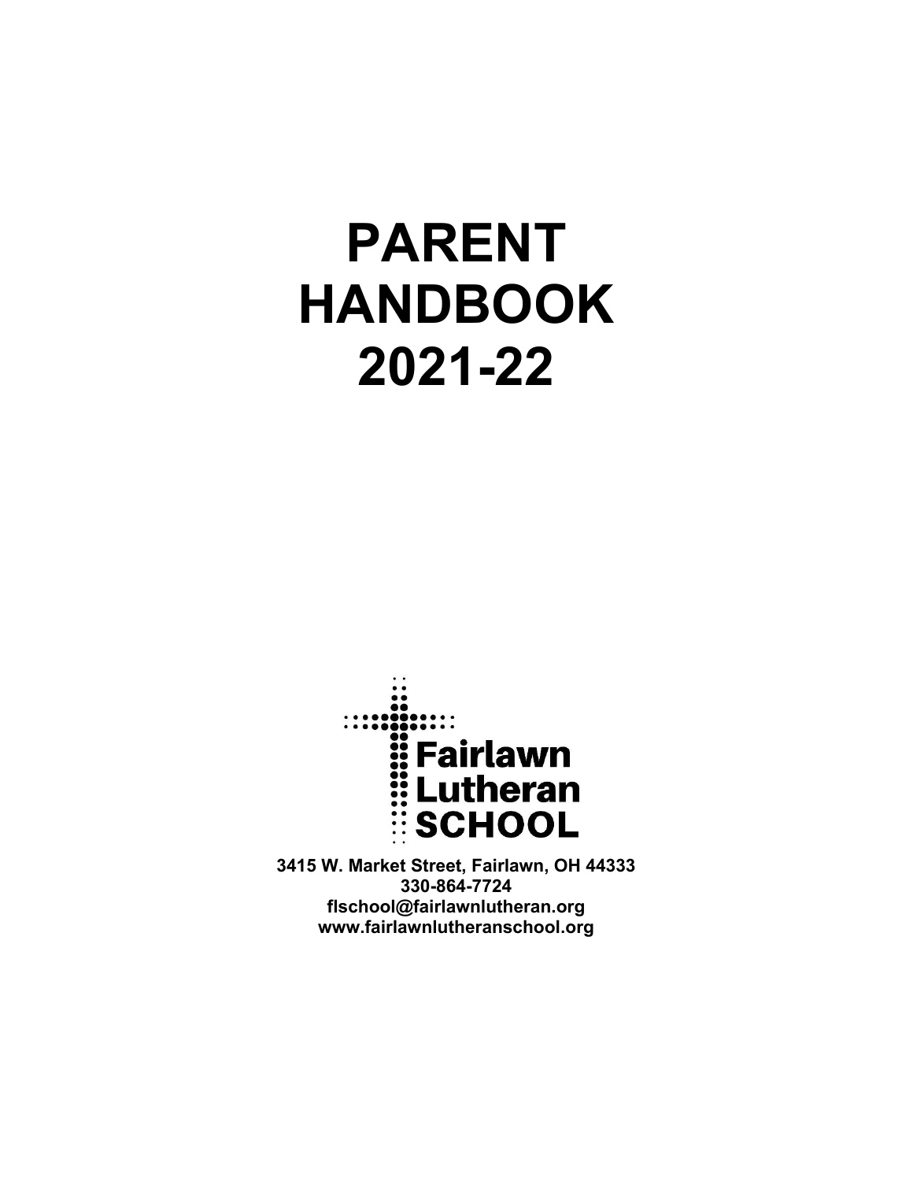# PARENT HANDBOOK 2021-22

Fairlawn Lutheran SCHOOL

**3415 W. Market Street, Fairlawn, OH 44333**
**330-864-7724**
**flschool@fairlawnlutheran.org**
**www.fairlawnlutheranschool.org**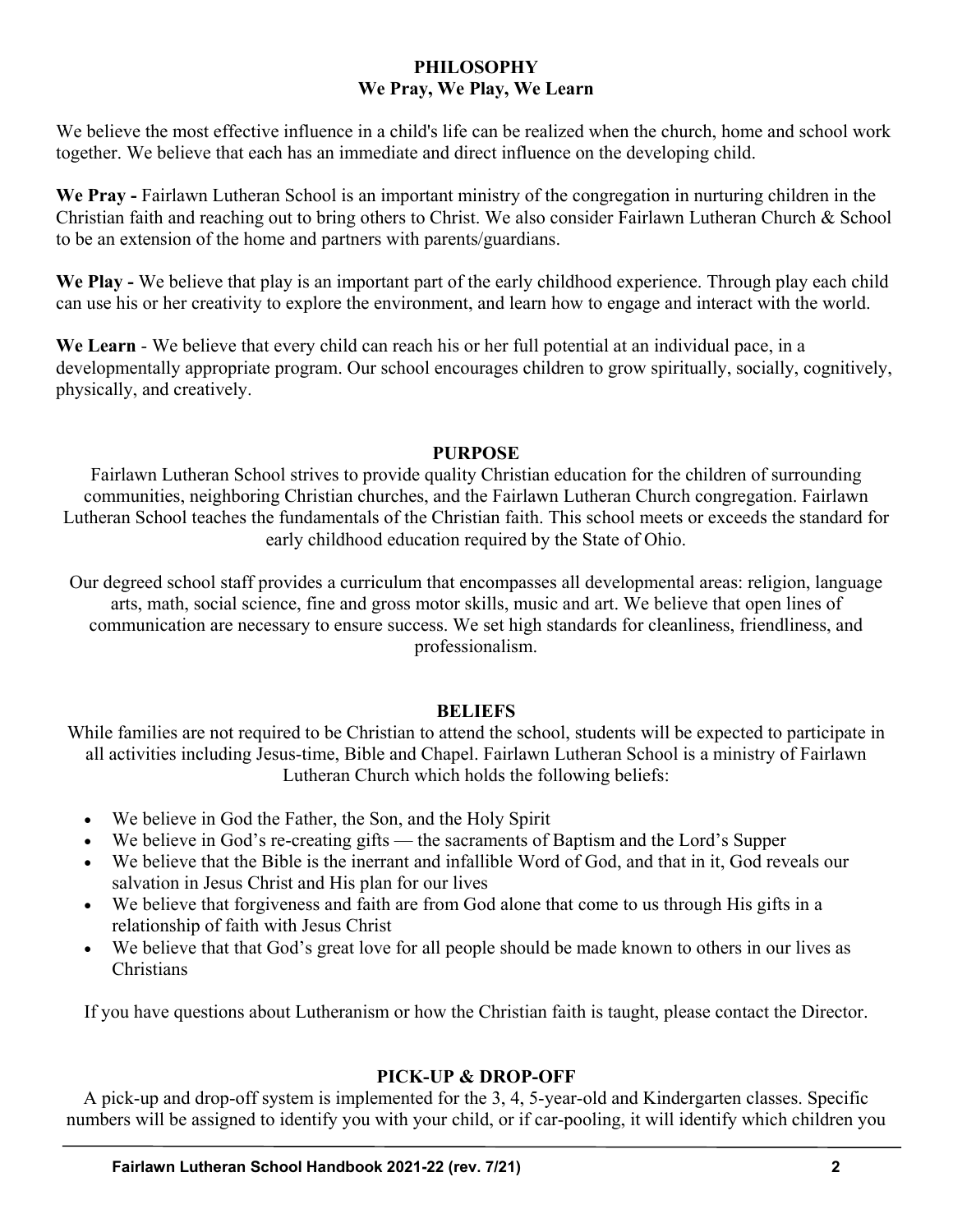## PHILOSOPHY
### We Pray, We Play, We Learn

We believe the most effective influence in a child's life can be realized when the church, home and school work together. We believe that each has an immediate and direct influence on the developing child.

**We Pray -** Fairlawn Lutheran School is an important ministry of the congregation in nurturing children in the Christian faith and reaching out to bring others to Christ. We also consider Fairlawn Lutheran Church & School to be an extension of the home and partners with parents/guardians.

**We Play -** We believe that play is an important part of the early childhood experience. Through play each child can use his or her creativity to explore the environment, and learn how to engage and interact with the world.

**We Learn** - We believe that every child can reach his or her full potential at an individual pace, in a developmentally appropriate program. Our school encourages children to grow spiritually, socially, cognitively, physically, and creatively.

## PURPOSE

Fairlawn Lutheran School strives to provide quality Christian education for the children of surrounding communities, neighboring Christian churches, and the Fairlawn Lutheran Church congregation. Fairlawn Lutheran School teaches the fundamentals of the Christian faith. This school meets or exceeds the standard for early childhood education required by the State of Ohio.

Our degreed school staff provides a curriculum that encompasses all developmental areas: religion, language arts, math, social science, fine and gross motor skills, music and art. We believe that open lines of communication are necessary to ensure success. We set high standards for cleanliness, friendliness, and professionalism.

## BELIEFS

While families are not required to be Christian to attend the school, students will be expected to participate in all activities including Jesus-time, Bible and Chapel. Fairlawn Lutheran School is a ministry of Fairlawn Lutheran Church which holds the following beliefs:

- We believe in God the Father, the Son, and the Holy Spirit
- We believe in God's re-creating gifts — the sacraments of Baptism and the Lord's Supper
- We believe that the Bible is the inerrant and infallible Word of God, and that in it, God reveals our salvation in Jesus Christ and His plan for our lives
- We believe that forgiveness and faith are from God alone that come to us through His gifts in a relationship of faith with Jesus Christ
- We believe that that God's great love for all people should be made known to others in our lives as Christians

If you have questions about Lutheranism or how the Christian faith is taught, please contact the Director.

## PICK-UP & DROP-OFF

A pick-up and drop-off system is implemented for the 3, 4, 5-year-old and Kindergarten classes. Specific numbers will be assigned to identify you with your child, or if car-pooling, it will identify which children you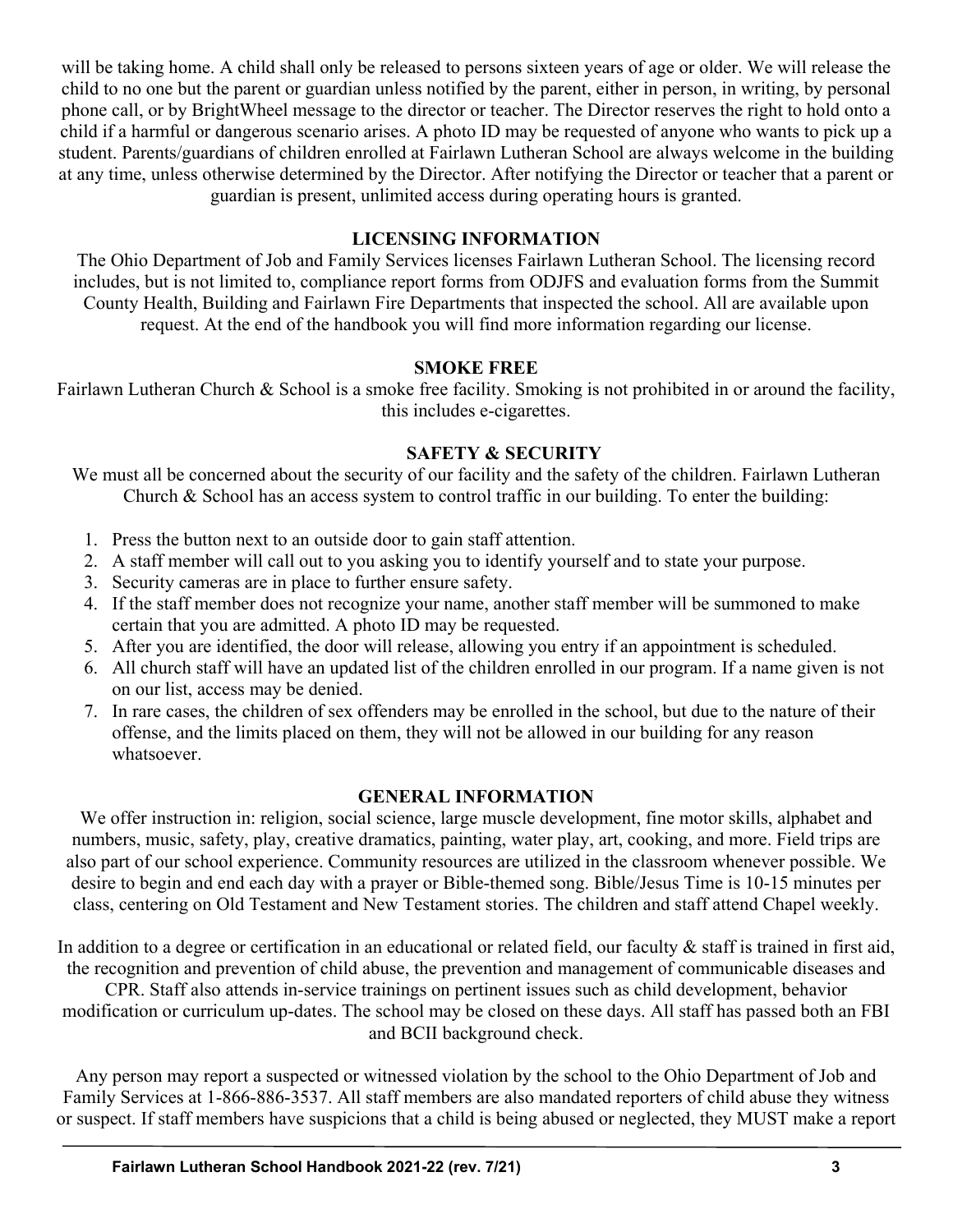will be taking home. A child shall only be released to persons sixteen years of age or older. We will release the child to no one but the parent or guardian unless notified by the parent, either in person, in writing, by personal phone call, or by BrightWheel message to the director or teacher. The Director reserves the right to hold onto a child if a harmful or dangerous scenario arises. A photo ID may be requested of anyone who wants to pick up a student. Parents/guardians of children enrolled at Fairlawn Lutheran School are always welcome in the building at any time, unless otherwise determined by the Director. After notifying the Director or teacher that a parent or guardian is present, unlimited access during operating hours is granted.

## LICENSING INFORMATION

The Ohio Department of Job and Family Services licenses Fairlawn Lutheran School. The licensing record includes, but is not limited to, compliance report forms from ODJFS and evaluation forms from the Summit County Health, Building and Fairlawn Fire Departments that inspected the school. All are available upon request. At the end of the handbook you will find more information regarding our license.

## SMOKE FREE

Fairlawn Lutheran Church & School is a smoke free facility. Smoking is not prohibited in or around the facility, this includes e-cigarettes.

## SAFETY & SECURITY

We must all be concerned about the security of our facility and the safety of the children. Fairlawn Lutheran Church & School has an access system to control traffic in our building. To enter the building:

1. Press the button next to an outside door to gain staff attention.
2. A staff member will call out to you asking you to identify yourself and to state your purpose.
3. Security cameras are in place to further ensure safety.
4. If the staff member does not recognize your name, another staff member will be summoned to make certain that you are admitted. A photo ID may be requested.
5. After you are identified, the door will release, allowing you entry if an appointment is scheduled.
6. All church staff will have an updated list of the children enrolled in our program. If a name given is not on our list, access may be denied.
7. In rare cases, the children of sex offenders may be enrolled in the school, but due to the nature of their offense, and the limits placed on them, they will not be allowed in our building for any reason whatsoever.

## GENERAL INFORMATION

We offer instruction in: religion, social science, large muscle development, fine motor skills, alphabet and numbers, music, safety, play, creative dramatics, painting, water play, art, cooking, and more. Field trips are also part of our school experience. Community resources are utilized in the classroom whenever possible. We desire to begin and end each day with a prayer or Bible-themed song. Bible/Jesus Time is 10-15 minutes per class, centering on Old Testament and New Testament stories. The children and staff attend Chapel weekly.

In addition to a degree or certification in an educational or related field, our faculty & staff is trained in first aid, the recognition and prevention of child abuse, the prevention and management of communicable diseases and CPR. Staff also attends in-service trainings on pertinent issues such as child development, behavior modification or curriculum up-dates. The school may be closed on these days. All staff has passed both an FBI and BCII background check.

Any person may report a suspected or witnessed violation by the school to the Ohio Department of Job and Family Services at 1-866-886-3537. All staff members are also mandated reporters of child abuse they witness or suspect. If staff members have suspicions that a child is being abused or neglected, they MUST make a report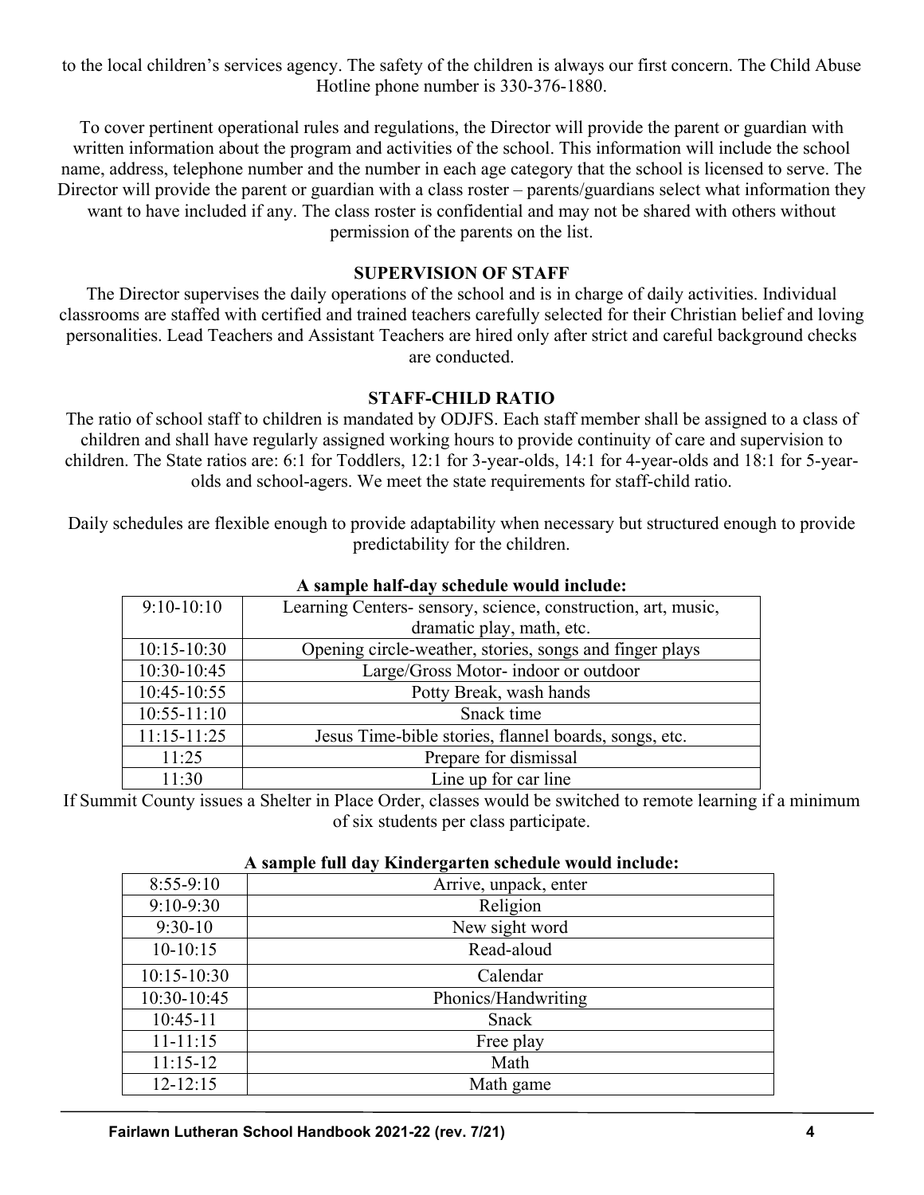to the local children's services agency. The safety of the children is always our first concern. The Child Abuse Hotline phone number is 330-376-1880.

To cover pertinent operational rules and regulations, the Director will provide the parent or guardian with written information about the program and activities of the school. This information will include the school name, address, telephone number and the number in each age category that the school is licensed to serve. The Director will provide the parent or guardian with a class roster – parents/guardians select what information they want to have included if any. The class roster is confidential and may not be shared with others without permission of the parents on the list.

## SUPERVISION OF STAFF

The Director supervises the daily operations of the school and is in charge of daily activities. Individual classrooms are staffed with certified and trained teachers carefully selected for their Christian belief and loving personalities. Lead Teachers and Assistant Teachers are hired only after strict and careful background checks are conducted.

## STAFF-CHILD RATIO

The ratio of school staff to children is mandated by ODJFS. Each staff member shall be assigned to a class of children and shall have regularly assigned working hours to provide continuity of care and supervision to children. The State ratios are: 6:1 for Toddlers, 12:1 for 3-year-olds, 14:1 for 4-year-olds and 18:1 for 5-year-olds and school-agers. We meet the state requirements for staff-child ratio.

Daily schedules are flexible enough to provide adaptability when necessary but structured enough to provide predictability for the children.

**A sample half-day schedule would include:**

| | |
|---|---|
| 9:10-10:10 | Learning Centers- sensory, science, construction, art, music, dramatic play, math, etc. |
| 10:15-10:30 | Opening circle-weather, stories, songs and finger plays |
| 10:30-10:45 | Large/Gross Motor- indoor or outdoor |
| 10:45-10:55 | Potty Break, wash hands |
| 10:55-11:10 | Snack time |
| 11:15-11:25 | Jesus Time-bible stories, flannel boards, songs, etc. |
| 11:25 | Prepare for dismissal |
| 11:30 | Line up for car line |

If Summit County issues a Shelter in Place Order, classes would be switched to remote learning if a minimum of six students per class participate.

**A sample full day Kindergarten schedule would include:**

| | |
|---|---|
| 8:55-9:10 | Arrive, unpack, enter |
| 9:10-9:30 | Religion |
| 9:30-10 | New sight word |
| 10-10:15 | Read-aloud |
| 10:15-10:30 | Calendar |
| 10:30-10:45 | Phonics/Handwriting |
| 10:45-11 | Snack |
| 11-11:15 | Free play |
| 11:15-12 | Math |
| 12-12:15 | Math game |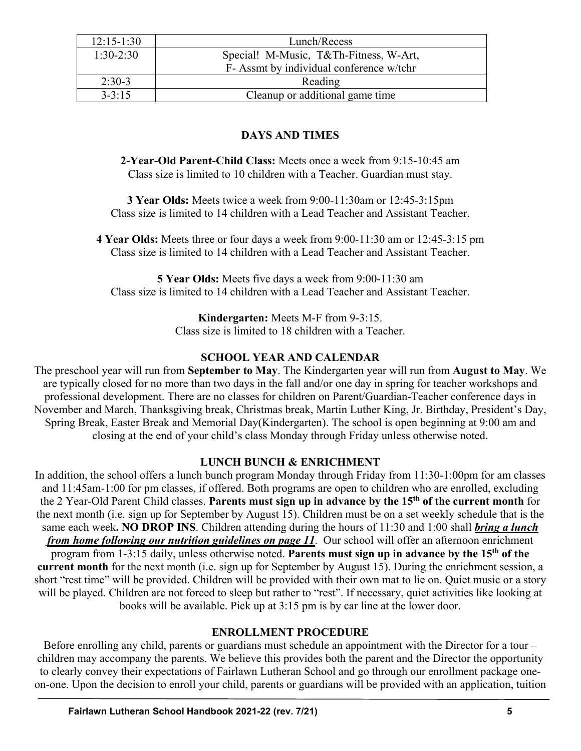| 12:15-1:30 | Lunch/Recess |
| --- | --- |
| 1:30-2:30 | Special! M-Music, T&Th-Fitness, W-Art, F- Assmt by individual conference w/tchr |
| 2:30-3 | Reading |
| 3-3:15 | Cleanup or additional game time |

## DAYS AND TIMES

**2-Year-Old Parent-Child Class:** Meets once a week from 9:15-10:45 am
Class size is limited to 10 children with a Teacher. Guardian must stay.

**3 Year Olds:** Meets twice a week from 9:00-11:30am or 12:45-3:15pm
Class size is limited to 14 children with a Lead Teacher and Assistant Teacher.

**4 Year Olds:** Meets three or four days a week from 9:00-11:30 am or 12:45-3:15 pm
Class size is limited to 14 children with a Lead Teacher and Assistant Teacher.

**5 Year Olds:** Meets five days a week from 9:00-11:30 am
Class size is limited to 14 children with a Lead Teacher and Assistant Teacher.

**Kindergarten:** Meets M-F from 9-3:15.
Class size is limited to 18 children with a Teacher.

## SCHOOL YEAR AND CALENDAR

The preschool year will run from **September to May**. The Kindergarten year will run from **August to May**. We are typically closed for no more than two days in the fall and/or one day in spring for teacher workshops and professional development. There are no classes for children on Parent/Guardian-Teacher conference days in November and March, Thanksgiving break, Christmas break, Martin Luther King, Jr. Birthday, President's Day, Spring Break, Easter Break and Memorial Day(Kindergarten). The school is open beginning at 9:00 am and closing at the end of your child's class Monday through Friday unless otherwise noted.

## LUNCH BUNCH & ENRICHMENT

In addition, the school offers a lunch bunch program Monday through Friday from 11:30-1:00pm for am classes and 11:45am-1:00 for pm classes, if offered. Both programs are open to children who are enrolled, excluding the 2 Year-Old Parent Child classes. **Parents must sign up in advance by the 15th of the current month** for the next month (i.e. sign up for September by August 15). Children must be on a set weekly schedule that is the same each week**. NO DROP INS**. Children attending during the hours of 11:30 and 1:00 shall ***bring a lunch from home following our nutrition guidelines on page 11***. Our school will offer an afternoon enrichment program from 1-3:15 daily, unless otherwise noted. **Parents must sign up in advance by the 15th of the current month** for the next month (i.e. sign up for September by August 15). During the enrichment session, a short "rest time" will be provided. Children will be provided with their own mat to lie on. Quiet music or a story will be played. Children are not forced to sleep but rather to "rest". If necessary, quiet activities like looking at books will be available. Pick up at 3:15 pm is by car line at the lower door.

## ENROLLMENT PROCEDURE

Before enrolling any child, parents or guardians must schedule an appointment with the Director for a tour – children may accompany the parents. We believe this provides both the parent and the Director the opportunity to clearly convey their expectations of Fairlawn Lutheran School and go through our enrollment package one-on-one. Upon the decision to enroll your child, parents or guardians will be provided with an application, tuition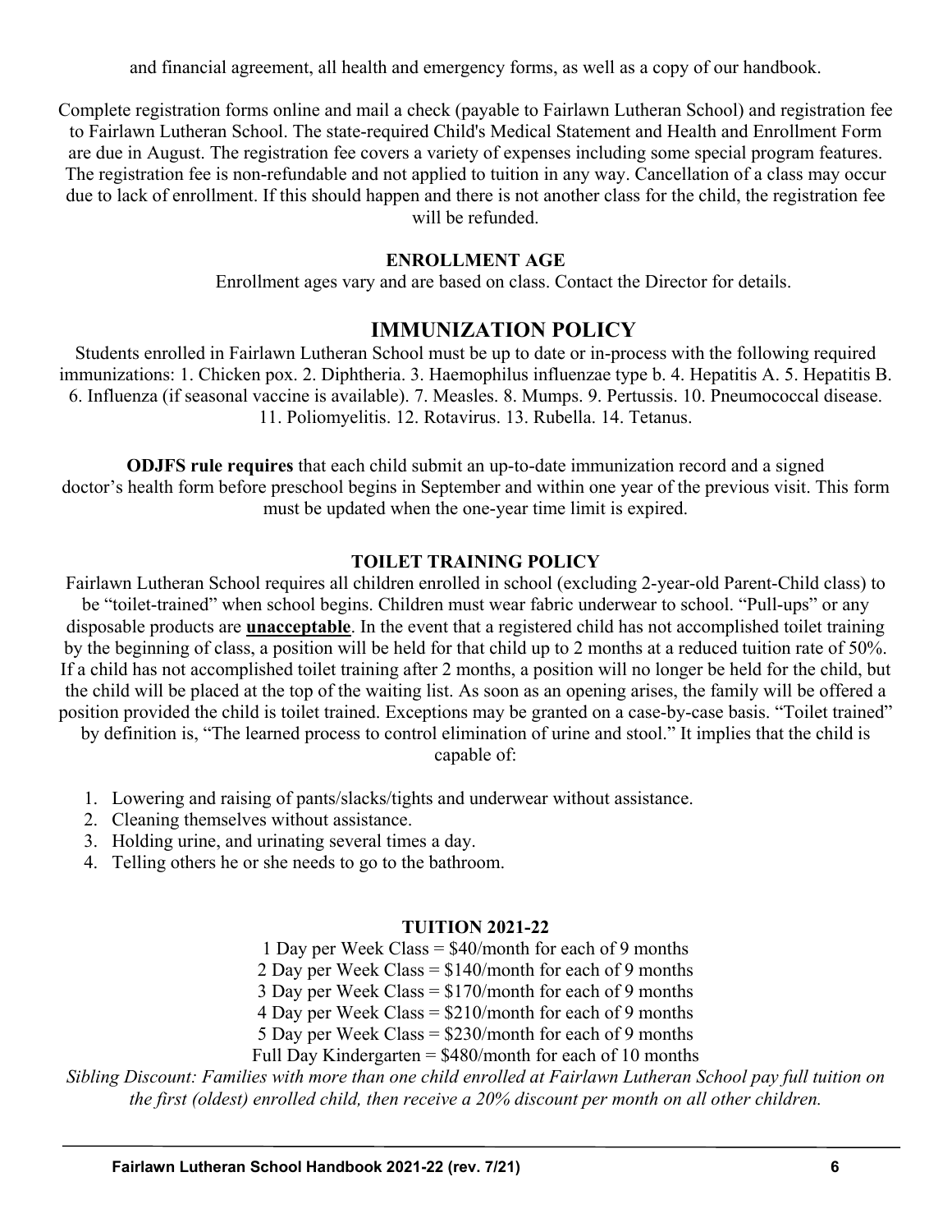and financial agreement, all health and emergency forms, as well as a copy of our handbook.

Complete registration forms online and mail a check (payable to Fairlawn Lutheran School) and registration fee to Fairlawn Lutheran School. The state-required Child's Medical Statement and Health and Enrollment Form are due in August. The registration fee covers a variety of expenses including some special program features. The registration fee is non-refundable and not applied to tuition in any way. Cancellation of a class may occur due to lack of enrollment. If this should happen and there is not another class for the child, the registration fee will be refunded.

### ENROLLMENT AGE

Enrollment ages vary and are based on class. Contact the Director for details.

## IMMUNIZATION POLICY

Students enrolled in Fairlawn Lutheran School must be up to date or in-process with the following required immunizations: 1. Chicken pox. 2. Diphtheria. 3. Haemophilus influenzae type b. 4. Hepatitis A. 5. Hepatitis B. 6. Influenza (if seasonal vaccine is available). 7. Measles. 8. Mumps. 9. Pertussis. 10. Pneumococcal disease. 11. Poliomyelitis. 12. Rotavirus. 13. Rubella. 14. Tetanus.

**ODJFS rule requires** that each child submit an up-to-date immunization record and a signed doctor's health form before preschool begins in September and within one year of the previous visit. This form must be updated when the one-year time limit is expired.

### TOILET TRAINING POLICY

Fairlawn Lutheran School requires all children enrolled in school (excluding 2-year-old Parent-Child class) to be "toilet-trained" when school begins. Children must wear fabric underwear to school. "Pull-ups" or any disposable products are **unacceptable**. In the event that a registered child has not accomplished toilet training by the beginning of class, a position will be held for that child up to 2 months at a reduced tuition rate of 50%. If a child has not accomplished toilet training after 2 months, a position will no longer be held for the child, but the child will be placed at the top of the waiting list. As soon as an opening arises, the family will be offered a position provided the child is toilet trained. Exceptions may be granted on a case-by-case basis. "Toilet trained" by definition is, "The learned process to control elimination of urine and stool." It implies that the child is capable of:

1. Lowering and raising of pants/slacks/tights and underwear without assistance.
2. Cleaning themselves without assistance.
3. Holding urine, and urinating several times a day.
4. Telling others he or she needs to go to the bathroom.

### TUITION 2021-22

1 Day per Week Class = $40/month for each of 9 months
2 Day per Week Class = $140/month for each of 9 months
3 Day per Week Class = $170/month for each of 9 months
4 Day per Week Class = $210/month for each of 9 months
5 Day per Week Class = $230/month for each of 9 months
Full Day Kindergarten = $480/month for each of 10 months

*Sibling Discount: Families with more than one child enrolled at Fairlawn Lutheran School pay full tuition on the first (oldest) enrolled child, then receive a 20% discount per month on all other children.*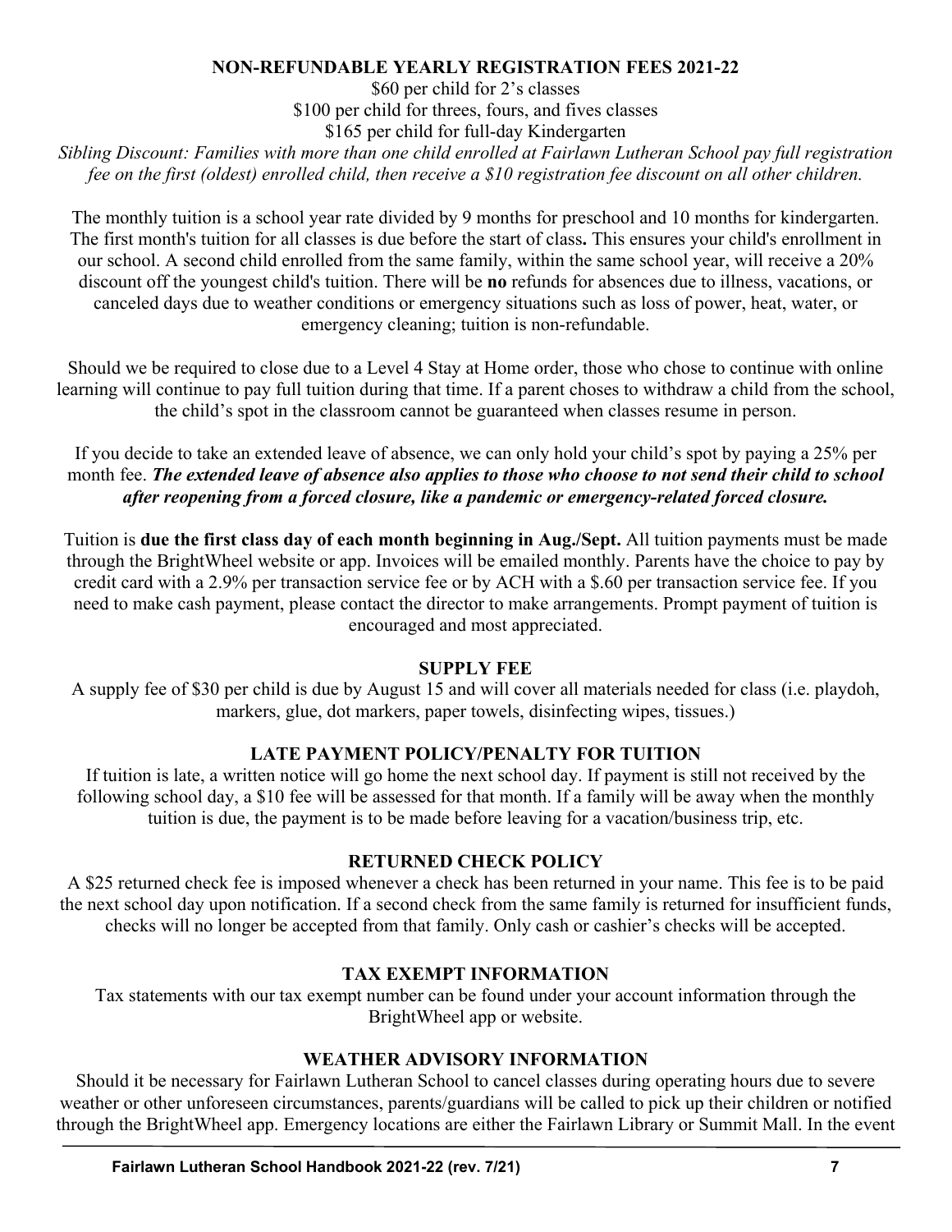## NON-REFUNDABLE YEARLY REGISTRATION FEES 2021-22

$60 per child for 2's classes
$100 per child for threes, fours, and fives classes
$165 per child for full-day Kindergarten

*Sibling Discount: Families with more than one child enrolled at Fairlawn Lutheran School pay full registration fee on the first (oldest) enrolled child, then receive a $10 registration fee discount on all other children.*

The monthly tuition is a school year rate divided by 9 months for preschool and 10 months for kindergarten. The first month's tuition for all classes is due before the start of class**.** This ensures your child's enrollment in our school. A second child enrolled from the same family, within the same school year, will receive a 20% discount off the youngest child's tuition. There will be **no** refunds for absences due to illness, vacations, or canceled days due to weather conditions or emergency situations such as loss of power, heat, water, or emergency cleaning; tuition is non-refundable.

Should we be required to close due to a Level 4 Stay at Home order, those who chose to continue with online learning will continue to pay full tuition during that time. If a parent choses to withdraw a child from the school, the child's spot in the classroom cannot be guaranteed when classes resume in person.

If you decide to take an extended leave of absence, we can only hold your child's spot by paying a 25% per month fee. ***The extended leave of absence also applies to those who choose to not send their child to school after reopening from a forced closure, like a pandemic or emergency-related forced closure.***

Tuition is **due the first class day of each month beginning in Aug./Sept.** All tuition payments must be made through the BrightWheel website or app. Invoices will be emailed monthly. Parents have the choice to pay by credit card with a 2.9% per transaction service fee or by ACH with a $.60 per transaction service fee. If you need to make cash payment, please contact the director to make arrangements. Prompt payment of tuition is encouraged and most appreciated.

## SUPPLY FEE

A supply fee of $30 per child is due by August 15 and will cover all materials needed for class (i.e. playdoh, markers, glue, dot markers, paper towels, disinfecting wipes, tissues.)

## LATE PAYMENT POLICY/PENALTY FOR TUITION

If tuition is late, a written notice will go home the next school day. If payment is still not received by the following school day, a $10 fee will be assessed for that month. If a family will be away when the monthly tuition is due, the payment is to be made before leaving for a vacation/business trip, etc.

## RETURNED CHECK POLICY

A $25 returned check fee is imposed whenever a check has been returned in your name. This fee is to be paid the next school day upon notification. If a second check from the same family is returned for insufficient funds, checks will no longer be accepted from that family. Only cash or cashier's checks will be accepted.

## TAX EXEMPT INFORMATION

Tax statements with our tax exempt number can be found under your account information through the BrightWheel app or website.

## WEATHER ADVISORY INFORMATION

Should it be necessary for Fairlawn Lutheran School to cancel classes during operating hours due to severe weather or other unforeseen circumstances, parents/guardians will be called to pick up their children or notified through the BrightWheel app. Emergency locations are either the Fairlawn Library or Summit Mall. In the event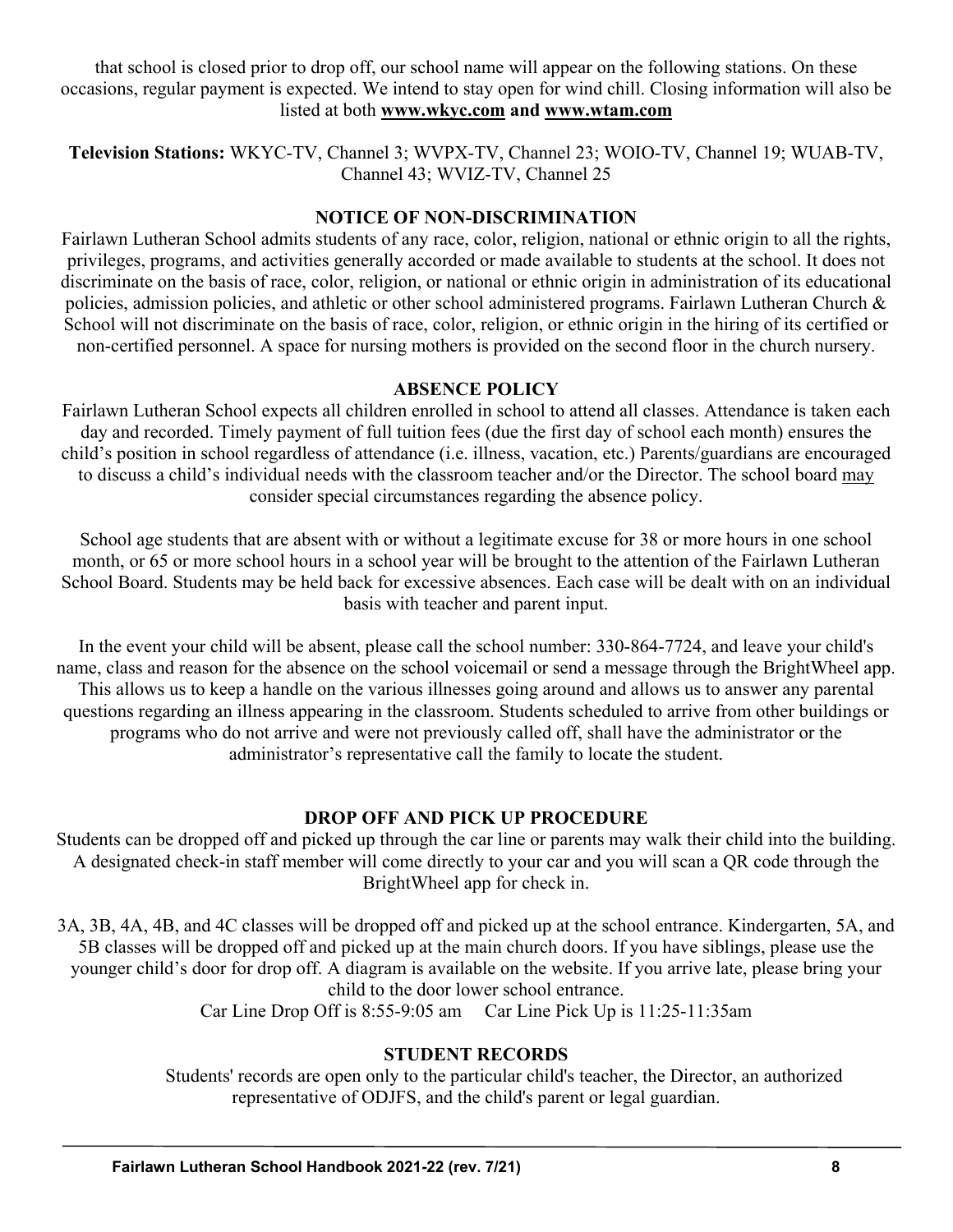that school is closed prior to drop off, our school name will appear on the following stations. On these occasions, regular payment is expected. We intend to stay open for wind chill. Closing information will also be listed at both **www.wkyc.com and www.wtam.com**

**Television Stations:** WKYC-TV, Channel 3; WVPX-TV, Channel 23; WOIO-TV, Channel 19; WUAB-TV, Channel 43; WVIZ-TV, Channel 25

## NOTICE OF NON-DISCRIMINATION

Fairlawn Lutheran School admits students of any race, color, religion, national or ethnic origin to all the rights, privileges, programs, and activities generally accorded or made available to students at the school. It does not discriminate on the basis of race, color, religion, or national or ethnic origin in administration of its educational policies, admission policies, and athletic or other school administered programs. Fairlawn Lutheran Church & School will not discriminate on the basis of race, color, religion, or ethnic origin in the hiring of its certified or non-certified personnel. A space for nursing mothers is provided on the second floor in the church nursery.

## ABSENCE POLICY

Fairlawn Lutheran School expects all children enrolled in school to attend all classes. Attendance is taken each day and recorded. Timely payment of full tuition fees (due the first day of school each month) ensures the child's position in school regardless of attendance (i.e. illness, vacation, etc.) Parents/guardians are encouraged to discuss a child's individual needs with the classroom teacher and/or the Director. The school board may consider special circumstances regarding the absence policy.

School age students that are absent with or without a legitimate excuse for 38 or more hours in one school month, or 65 or more school hours in a school year will be brought to the attention of the Fairlawn Lutheran School Board. Students may be held back for excessive absences. Each case will be dealt with on an individual basis with teacher and parent input.

In the event your child will be absent, please call the school number: 330-864-7724, and leave your child's name, class and reason for the absence on the school voicemail or send a message through the BrightWheel app. This allows us to keep a handle on the various illnesses going around and allows us to answer any parental questions regarding an illness appearing in the classroom. Students scheduled to arrive from other buildings or programs who do not arrive and were not previously called off, shall have the administrator or the administrator's representative call the family to locate the student.

## DROP OFF AND PICK UP PROCEDURE

Students can be dropped off and picked up through the car line or parents may walk their child into the building. A designated check-in staff member will come directly to your car and you will scan a QR code through the BrightWheel app for check in.

3A, 3B, 4A, 4B, and 4C classes will be dropped off and picked up at the school entrance. Kindergarten, 5A, and 5B classes will be dropped off and picked up at the main church doors. If you have siblings, please use the younger child's door for drop off. A diagram is available on the website. If you arrive late, please bring your child to the door lower school entrance.

Car Line Drop Off is 8:55-9:05 am     Car Line Pick Up is 11:25-11:35am

## STUDENT RECORDS

Students' records are open only to the particular child's teacher, the Director, an authorized representative of ODJFS, and the child's parent or legal guardian.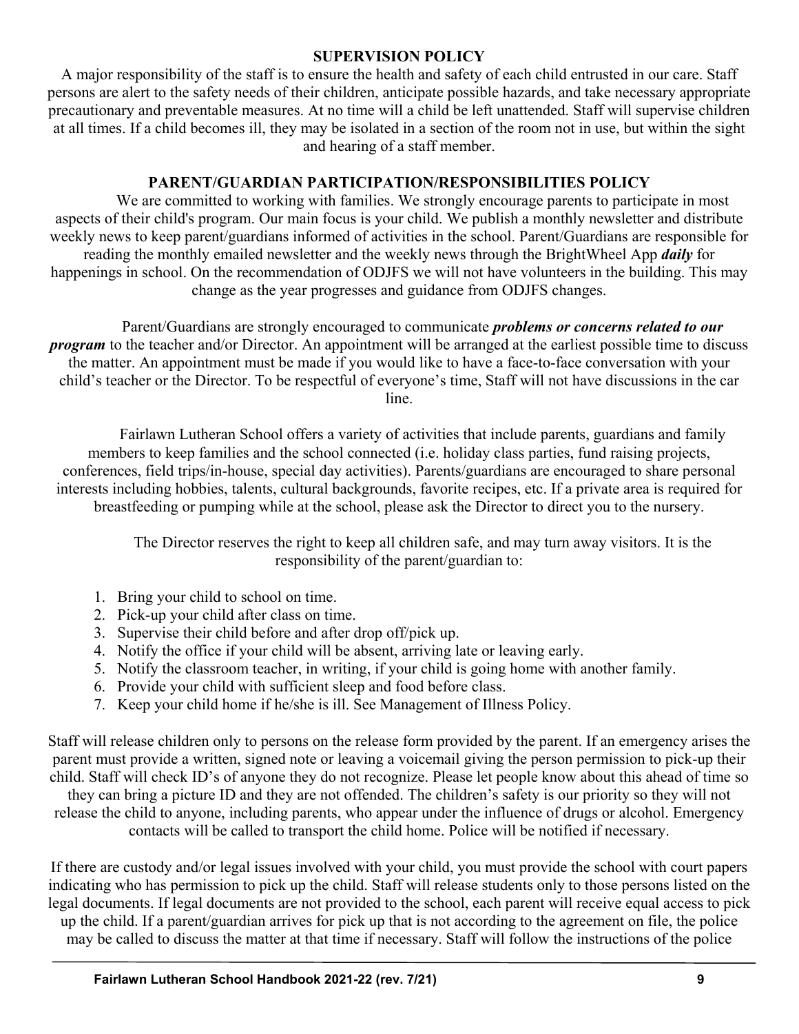## SUPERVISION POLICY

A major responsibility of the staff is to ensure the health and safety of each child entrusted in our care. Staff persons are alert to the safety needs of their children, anticipate possible hazards, and take necessary appropriate precautionary and preventable measures. At no time will a child be left unattended. Staff will supervise children at all times. If a child becomes ill, they may be isolated in a section of the room not in use, but within the sight and hearing of a staff member.

## PARENT/GUARDIAN PARTICIPATION/RESPONSIBILITIES POLICY

We are committed to working with families. We strongly encourage parents to participate in most aspects of their child's program. Our main focus is your child. We publish a monthly newsletter and distribute weekly news to keep parent/guardians informed of activities in the school. Parent/Guardians are responsible for reading the monthly emailed newsletter and the weekly news through the BrightWheel App ***daily*** for happenings in school. On the recommendation of ODJFS we will not have volunteers in the building. This may change as the year progresses and guidance from ODJFS changes.

Parent/Guardians are strongly encouraged to communicate ***problems or concerns related to our program*** to the teacher and/or Director. An appointment will be arranged at the earliest possible time to discuss the matter. An appointment must be made if you would like to have a face-to-face conversation with your child's teacher or the Director. To be respectful of everyone's time, Staff will not have discussions in the car line.

Fairlawn Lutheran School offers a variety of activities that include parents, guardians and family members to keep families and the school connected (i.e. holiday class parties, fund raising projects, conferences, field trips/in-house, special day activities). Parents/guardians are encouraged to share personal interests including hobbies, talents, cultural backgrounds, favorite recipes, etc. If a private area is required for breastfeeding or pumping while at the school, please ask the Director to direct you to the nursery.

The Director reserves the right to keep all children safe, and may turn away visitors. It is the responsibility of the parent/guardian to:

1. Bring your child to school on time.
2. Pick-up your child after class on time.
3. Supervise their child before and after drop off/pick up.
4. Notify the office if your child will be absent, arriving late or leaving early.
5. Notify the classroom teacher, in writing, if your child is going home with another family.
6. Provide your child with sufficient sleep and food before class.
7. Keep your child home if he/she is ill. See Management of Illness Policy.

Staff will release children only to persons on the release form provided by the parent. If an emergency arises the parent must provide a written, signed note or leaving a voicemail giving the person permission to pick-up their child. Staff will check ID's of anyone they do not recognize. Please let people know about this ahead of time so they can bring a picture ID and they are not offended. The children's safety is our priority so they will not release the child to anyone, including parents, who appear under the influence of drugs or alcohol. Emergency contacts will be called to transport the child home. Police will be notified if necessary.

If there are custody and/or legal issues involved with your child, you must provide the school with court papers indicating who has permission to pick up the child. Staff will release students only to those persons listed on the legal documents. If legal documents are not provided to the school, each parent will receive equal access to pick up the child. If a parent/guardian arrives for pick up that is not according to the agreement on file, the police may be called to discuss the matter at that time if necessary. Staff will follow the instructions of the police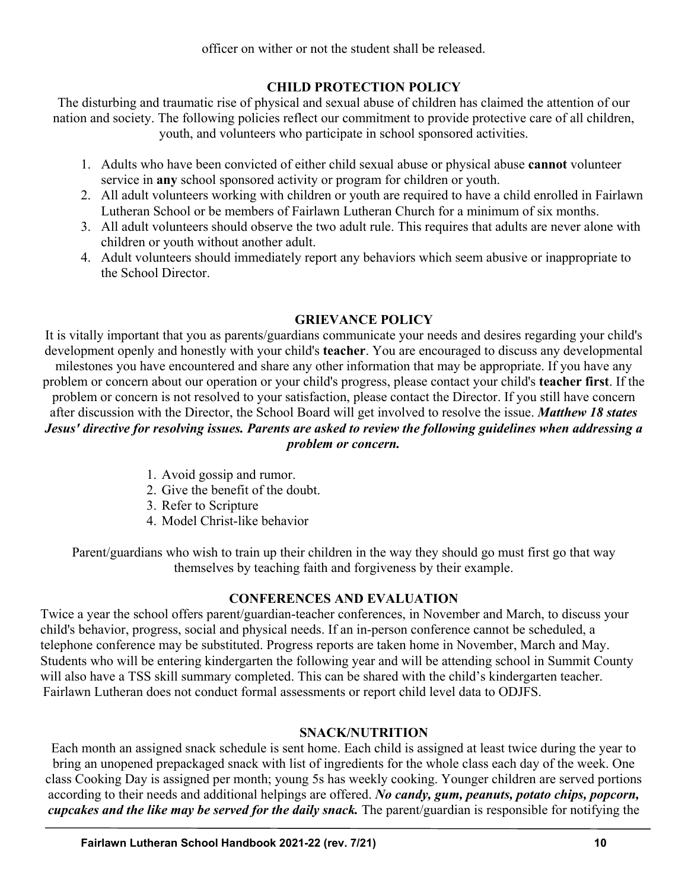officer on wither or not the student shall be released.

## CHILD PROTECTION POLICY

The disturbing and traumatic rise of physical and sexual abuse of children has claimed the attention of our nation and society. The following policies reflect our commitment to provide protective care of all children, youth, and volunteers who participate in school sponsored activities.

1. Adults who have been convicted of either child sexual abuse or physical abuse **cannot** volunteer service in **any** school sponsored activity or program for children or youth.
2. All adult volunteers working with children or youth are required to have a child enrolled in Fairlawn Lutheran School or be members of Fairlawn Lutheran Church for a minimum of six months.
3. All adult volunteers should observe the two adult rule. This requires that adults are never alone with children or youth without another adult.
4. Adult volunteers should immediately report any behaviors which seem abusive or inappropriate to the School Director.

## GRIEVANCE POLICY

It is vitally important that you as parents/guardians communicate your needs and desires regarding your child's development openly and honestly with your child's **teacher**. You are encouraged to discuss any developmental milestones you have encountered and share any other information that may be appropriate. If you have any problem or concern about our operation or your child's progress, please contact your child's **teacher first**. If the problem or concern is not resolved to your satisfaction, please contact the Director. If you still have concern after discussion with the Director, the School Board will get involved to resolve the issue. ***Matthew 18 states Jesus' directive for resolving issues. Parents are asked to review the following guidelines when addressing a problem or concern.***

1. Avoid gossip and rumor.
2. Give the benefit of the doubt.
3. Refer to Scripture
4. Model Christ-like behavior

Parent/guardians who wish to train up their children in the way they should go must first go that way themselves by teaching faith and forgiveness by their example.

## CONFERENCES AND EVALUATION

Twice a year the school offers parent/guardian-teacher conferences, in November and March, to discuss your child's behavior, progress, social and physical needs. If an in-person conference cannot be scheduled, a telephone conference may be substituted. Progress reports are taken home in November, March and May. Students who will be entering kindergarten the following year and will be attending school in Summit County will also have a TSS skill summary completed. This can be shared with the child's kindergarten teacher. Fairlawn Lutheran does not conduct formal assessments or report child level data to ODJFS.

## SNACK/NUTRITION

Each month an assigned snack schedule is sent home. Each child is assigned at least twice during the year to bring an unopened prepackaged snack with list of ingredients for the whole class each day of the week. One class Cooking Day is assigned per month; young 5s has weekly cooking. Younger children are served portions according to their needs and additional helpings are offered. ***No candy, gum, peanuts, potato chips, popcorn, cupcakes and the like may be served for the daily snack.*** The parent/guardian is responsible for notifying the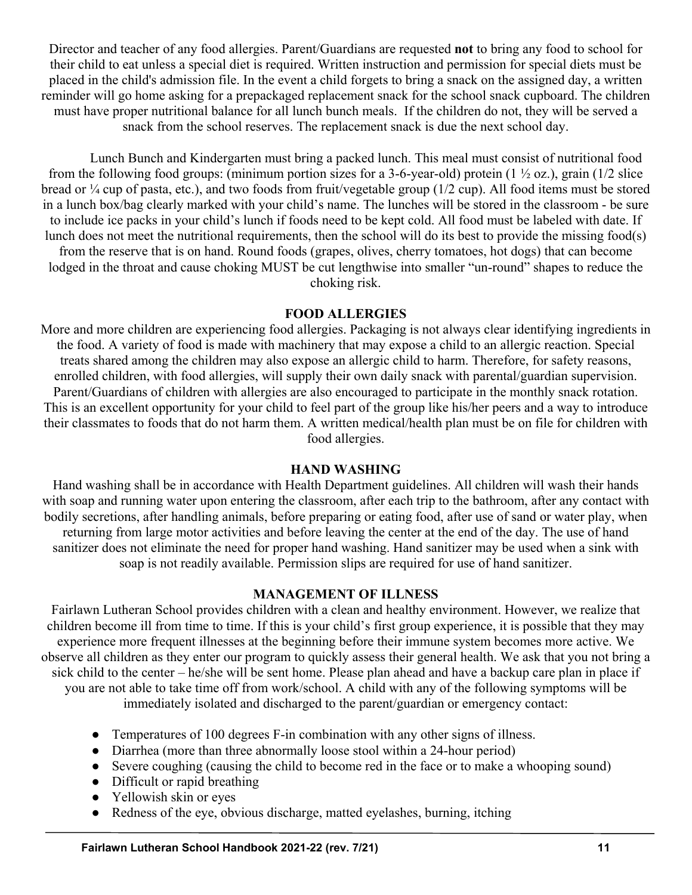Director and teacher of any food allergies. Parent/Guardians are requested **not** to bring any food to school for their child to eat unless a special diet is required. Written instruction and permission for special diets must be placed in the child's admission file. In the event a child forgets to bring a snack on the assigned day, a written reminder will go home asking for a prepackaged replacement snack for the school snack cupboard. The children must have proper nutritional balance for all lunch bunch meals. If the children do not, they will be served a snack from the school reserves. The replacement snack is due the next school day.

Lunch Bunch and Kindergarten must bring a packed lunch. This meal must consist of nutritional food from the following food groups: (minimum portion sizes for a 3-6-year-old) protein (1 ½ oz.), grain (1/2 slice bread or ¼ cup of pasta, etc.), and two foods from fruit/vegetable group (1/2 cup). All food items must be stored in a lunch box/bag clearly marked with your child's name. The lunches will be stored in the classroom - be sure to include ice packs in your child's lunch if foods need to be kept cold. All food must be labeled with date. If lunch does not meet the nutritional requirements, then the school will do its best to provide the missing food(s) from the reserve that is on hand. Round foods (grapes, olives, cherry tomatoes, hot dogs) that can become lodged in the throat and cause choking MUST be cut lengthwise into smaller "un-round" shapes to reduce the choking risk.

## FOOD ALLERGIES

More and more children are experiencing food allergies. Packaging is not always clear identifying ingredients in the food. A variety of food is made with machinery that may expose a child to an allergic reaction. Special treats shared among the children may also expose an allergic child to harm. Therefore, for safety reasons, enrolled children, with food allergies, will supply their own daily snack with parental/guardian supervision. Parent/Guardians of children with allergies are also encouraged to participate in the monthly snack rotation. This is an excellent opportunity for your child to feel part of the group like his/her peers and a way to introduce their classmates to foods that do not harm them. A written medical/health plan must be on file for children with food allergies.

## HAND WASHING

Hand washing shall be in accordance with Health Department guidelines. All children will wash their hands with soap and running water upon entering the classroom, after each trip to the bathroom, after any contact with bodily secretions, after handling animals, before preparing or eating food, after use of sand or water play, when returning from large motor activities and before leaving the center at the end of the day. The use of hand sanitizer does not eliminate the need for proper hand washing. Hand sanitizer may be used when a sink with soap is not readily available. Permission slips are required for use of hand sanitizer.

## MANAGEMENT OF ILLNESS

Fairlawn Lutheran School provides children with a clean and healthy environment. However, we realize that children become ill from time to time. If this is your child's first group experience, it is possible that they may experience more frequent illnesses at the beginning before their immune system becomes more active. We observe all children as they enter our program to quickly assess their general health. We ask that you not bring a sick child to the center – he/she will be sent home. Please plan ahead and have a backup care plan in place if you are not able to take time off from work/school. A child with any of the following symptoms will be immediately isolated and discharged to the parent/guardian or emergency contact:

- Temperatures of 100 degrees F-in combination with any other signs of illness.
- Diarrhea (more than three abnormally loose stool within a 24-hour period)
- Severe coughing (causing the child to become red in the face or to make a whooping sound)
- Difficult or rapid breathing
- Yellowish skin or eyes
- Redness of the eye, obvious discharge, matted eyelashes, burning, itching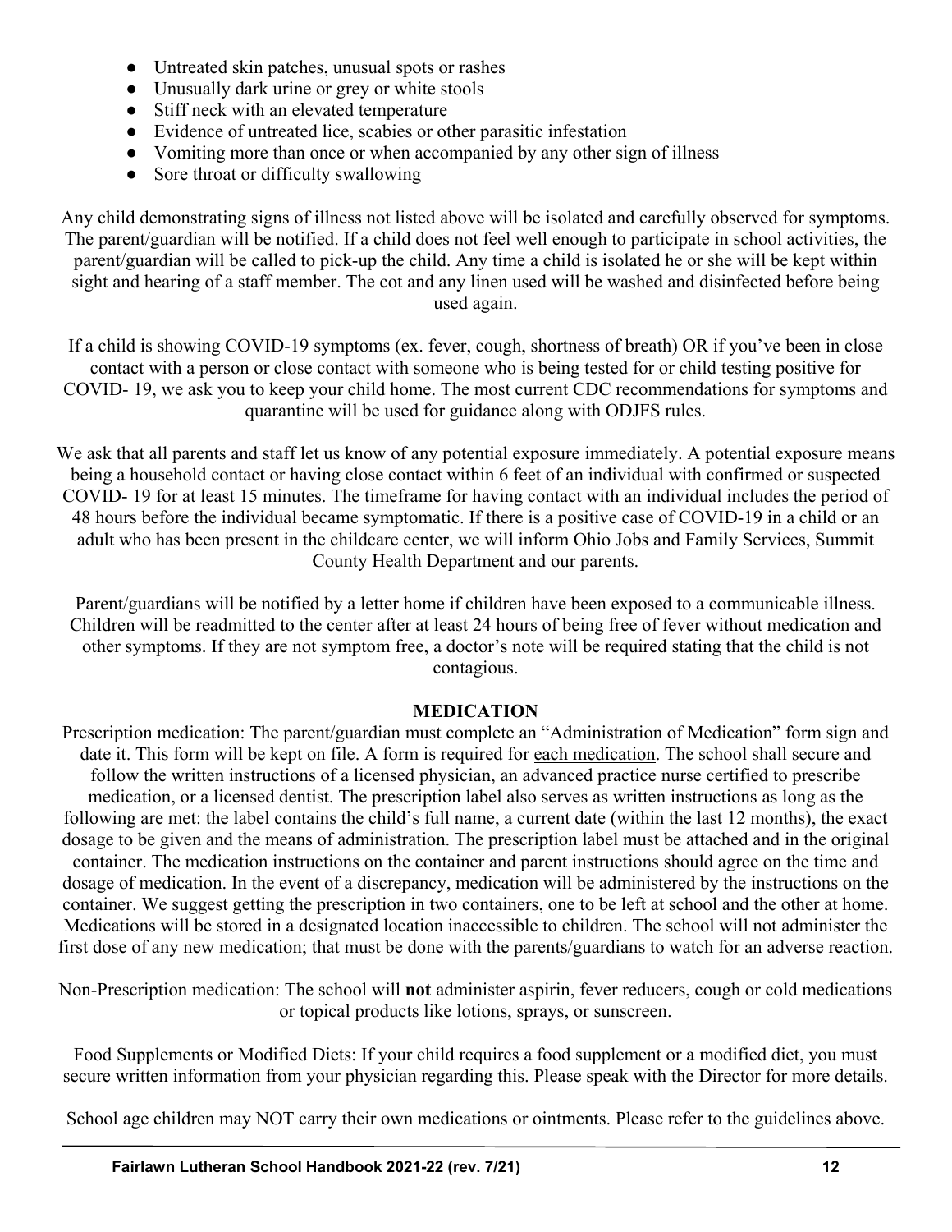- Untreated skin patches, unusual spots or rashes
- Unusually dark urine or grey or white stools
- Stiff neck with an elevated temperature
- Evidence of untreated lice, scabies or other parasitic infestation
- Vomiting more than once or when accompanied by any other sign of illness
- Sore throat or difficulty swallowing

Any child demonstrating signs of illness not listed above will be isolated and carefully observed for symptoms. The parent/guardian will be notified. If a child does not feel well enough to participate in school activities, the parent/guardian will be called to pick-up the child. Any time a child is isolated he or she will be kept within sight and hearing of a staff member. The cot and any linen used will be washed and disinfected before being used again.

If a child is showing COVID-19 symptoms (ex. fever, cough, shortness of breath) OR if you've been in close contact with a person or close contact with someone who is being tested for or child testing positive for COVID- 19, we ask you to keep your child home. The most current CDC recommendations for symptoms and quarantine will be used for guidance along with ODJFS rules.

We ask that all parents and staff let us know of any potential exposure immediately. A potential exposure means being a household contact or having close contact within 6 feet of an individual with confirmed or suspected COVID- 19 for at least 15 minutes. The timeframe for having contact with an individual includes the period of 48 hours before the individual became symptomatic. If there is a positive case of COVID-19 in a child or an adult who has been present in the childcare center, we will inform Ohio Jobs and Family Services, Summit County Health Department and our parents.

Parent/guardians will be notified by a letter home if children have been exposed to a communicable illness. Children will be readmitted to the center after at least 24 hours of being free of fever without medication and other symptoms. If they are not symptom free, a doctor's note will be required stating that the child is not contagious.

## MEDICATION

Prescription medication: The parent/guardian must complete an "Administration of Medication" form sign and date it. This form will be kept on file. A form is required for each medication. The school shall secure and follow the written instructions of a licensed physician, an advanced practice nurse certified to prescribe medication, or a licensed dentist. The prescription label also serves as written instructions as long as the following are met: the label contains the child's full name, a current date (within the last 12 months), the exact dosage to be given and the means of administration. The prescription label must be attached and in the original container. The medication instructions on the container and parent instructions should agree on the time and dosage of medication. In the event of a discrepancy, medication will be administered by the instructions on the container. We suggest getting the prescription in two containers, one to be left at school and the other at home. Medications will be stored in a designated location inaccessible to children. The school will not administer the first dose of any new medication; that must be done with the parents/guardians to watch for an adverse reaction.

Non-Prescription medication: The school will **not** administer aspirin, fever reducers, cough or cold medications or topical products like lotions, sprays, or sunscreen.

Food Supplements or Modified Diets: If your child requires a food supplement or a modified diet, you must secure written information from your physician regarding this. Please speak with the Director for more details.

School age children may NOT carry their own medications or ointments. Please refer to the guidelines above.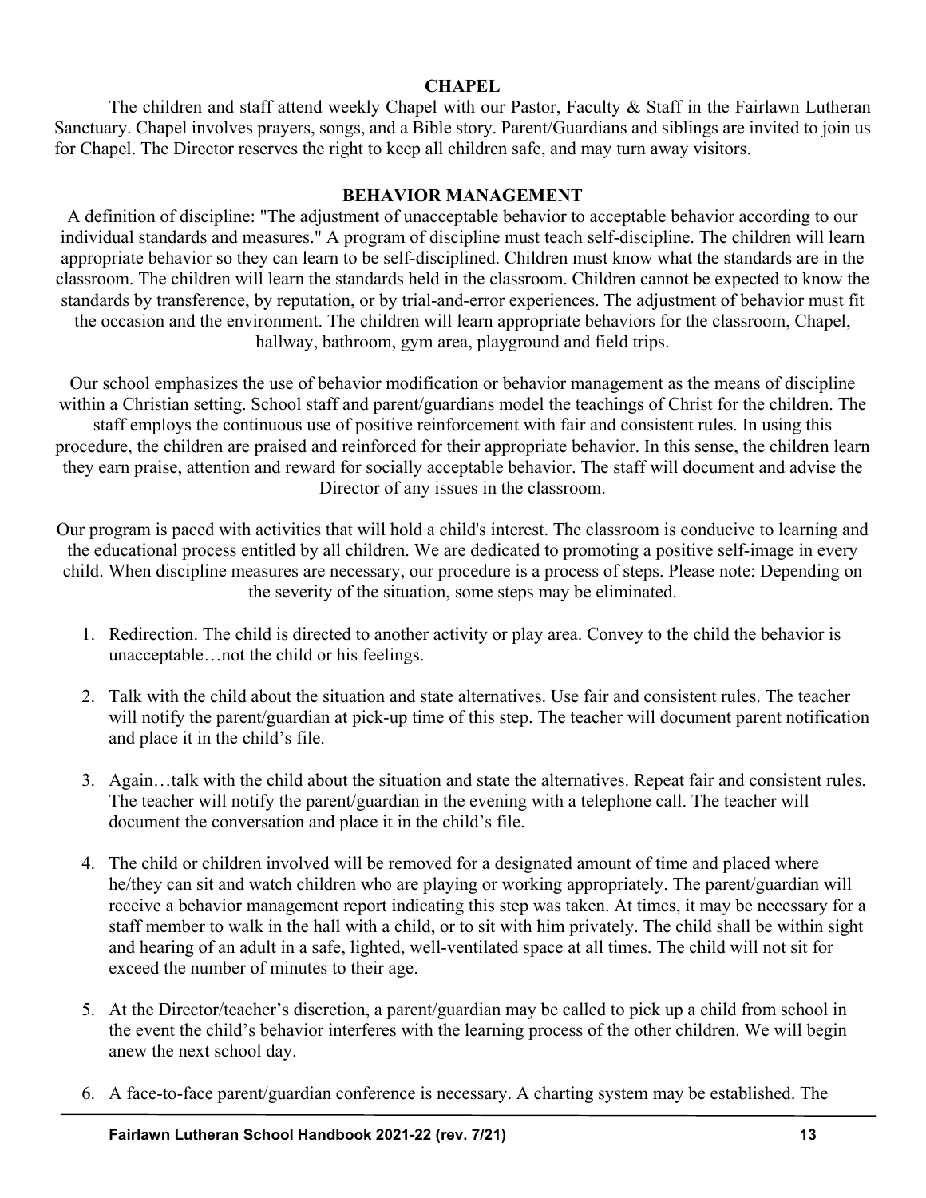## CHAPEL

The children and staff attend weekly Chapel with our Pastor, Faculty & Staff in the Fairlawn Lutheran Sanctuary. Chapel involves prayers, songs, and a Bible story. Parent/Guardians and siblings are invited to join us for Chapel. The Director reserves the right to keep all children safe, and may turn away visitors.

## BEHAVIOR MANAGEMENT

A definition of discipline: "The adjustment of unacceptable behavior to acceptable behavior according to our individual standards and measures." A program of discipline must teach self-discipline. The children will learn appropriate behavior so they can learn to be self-disciplined. Children must know what the standards are in the classroom. The children will learn the standards held in the classroom. Children cannot be expected to know the standards by transference, by reputation, or by trial-and-error experiences. The adjustment of behavior must fit the occasion and the environment. The children will learn appropriate behaviors for the classroom, Chapel, hallway, bathroom, gym area, playground and field trips.

Our school emphasizes the use of behavior modification or behavior management as the means of discipline within a Christian setting. School staff and parent/guardians model the teachings of Christ for the children. The staff employs the continuous use of positive reinforcement with fair and consistent rules. In using this procedure, the children are praised and reinforced for their appropriate behavior. In this sense, the children learn they earn praise, attention and reward for socially acceptable behavior. The staff will document and advise the Director of any issues in the classroom.

Our program is paced with activities that will hold a child's interest. The classroom is conducive to learning and the educational process entitled by all children. We are dedicated to promoting a positive self-image in every child. When discipline measures are necessary, our procedure is a process of steps. Please note: Depending on the severity of the situation, some steps may be eliminated.

1. Redirection. The child is directed to another activity or play area. Convey to the child the behavior is unacceptable…not the child or his feelings.
2. Talk with the child about the situation and state alternatives. Use fair and consistent rules. The teacher will notify the parent/guardian at pick-up time of this step. The teacher will document parent notification and place it in the child's file.
3. Again…talk with the child about the situation and state the alternatives. Repeat fair and consistent rules. The teacher will notify the parent/guardian in the evening with a telephone call. The teacher will document the conversation and place it in the child's file.
4. The child or children involved will be removed for a designated amount of time and placed where he/they can sit and watch children who are playing or working appropriately. The parent/guardian will receive a behavior management report indicating this step was taken. At times, it may be necessary for a staff member to walk in the hall with a child, or to sit with him privately. The child shall be within sight and hearing of an adult in a safe, lighted, well-ventilated space at all times. The child will not sit for exceed the number of minutes to their age.
5. At the Director/teacher's discretion, a parent/guardian may be called to pick up a child from school in the event the child's behavior interferes with the learning process of the other children. We will begin anew the next school day.
6. A face-to-face parent/guardian conference is necessary. A charting system may be established. The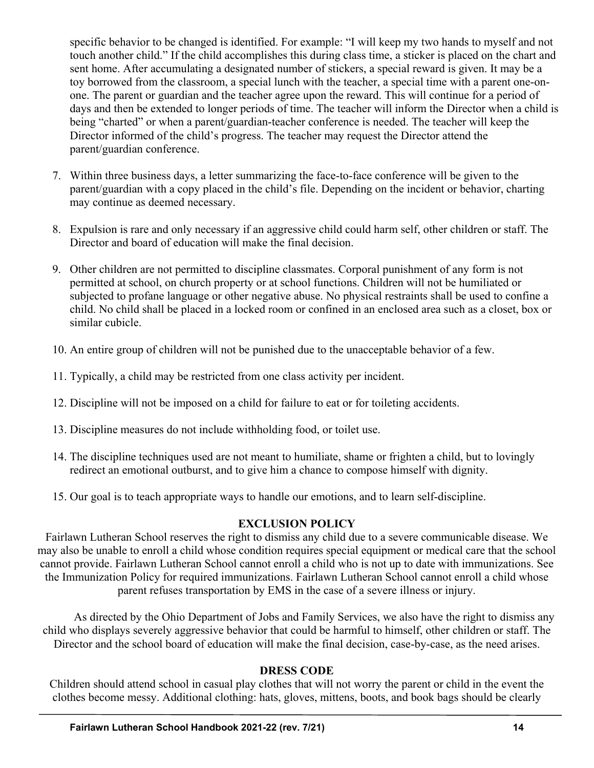specific behavior to be changed is identified. For example: "I will keep my two hands to myself and not touch another child." If the child accomplishes this during class time, a sticker is placed on the chart and sent home. After accumulating a designated number of stickers, a special reward is given. It may be a toy borrowed from the classroom, a special lunch with the teacher, a special time with a parent one-on-one. The parent or guardian and the teacher agree upon the reward. This will continue for a period of days and then be extended to longer periods of time. The teacher will inform the Director when a child is being "charted" or when a parent/guardian-teacher conference is needed. The teacher will keep the Director informed of the child's progress. The teacher may request the Director attend the parent/guardian conference.

7. Within three business days, a letter summarizing the face-to-face conference will be given to the parent/guardian with a copy placed in the child's file. Depending on the incident or behavior, charting may continue as deemed necessary.
8. Expulsion is rare and only necessary if an aggressive child could harm self, other children or staff. The Director and board of education will make the final decision.
9. Other children are not permitted to discipline classmates. Corporal punishment of any form is not permitted at school, on church property or at school functions. Children will not be humiliated or subjected to profane language or other negative abuse. No physical restraints shall be used to confine a child. No child shall be placed in a locked room or confined in an enclosed area such as a closet, box or similar cubicle.
10. An entire group of children will not be punished due to the unacceptable behavior of a few.
11. Typically, a child may be restricted from one class activity per incident.
12. Discipline will not be imposed on a child for failure to eat or for toileting accidents.
13. Discipline measures do not include withholding food, or toilet use.
14. The discipline techniques used are not meant to humiliate, shame or frighten a child, but to lovingly redirect an emotional outburst, and to give him a chance to compose himself with dignity.
15. Our goal is to teach appropriate ways to handle our emotions, and to learn self-discipline.

## EXCLUSION POLICY

Fairlawn Lutheran School reserves the right to dismiss any child due to a severe communicable disease. We may also be unable to enroll a child whose condition requires special equipment or medical care that the school cannot provide. Fairlawn Lutheran School cannot enroll a child who is not up to date with immunizations. See the Immunization Policy for required immunizations. Fairlawn Lutheran School cannot enroll a child whose parent refuses transportation by EMS in the case of a severe illness or injury.

As directed by the Ohio Department of Jobs and Family Services, we also have the right to dismiss any child who displays severely aggressive behavior that could be harmful to himself, other children or staff. The Director and the school board of education will make the final decision, case-by-case, as the need arises.

## DRESS CODE

Children should attend school in casual play clothes that will not worry the parent or child in the event the clothes become messy. Additional clothing: hats, gloves, mittens, boots, and book bags should be clearly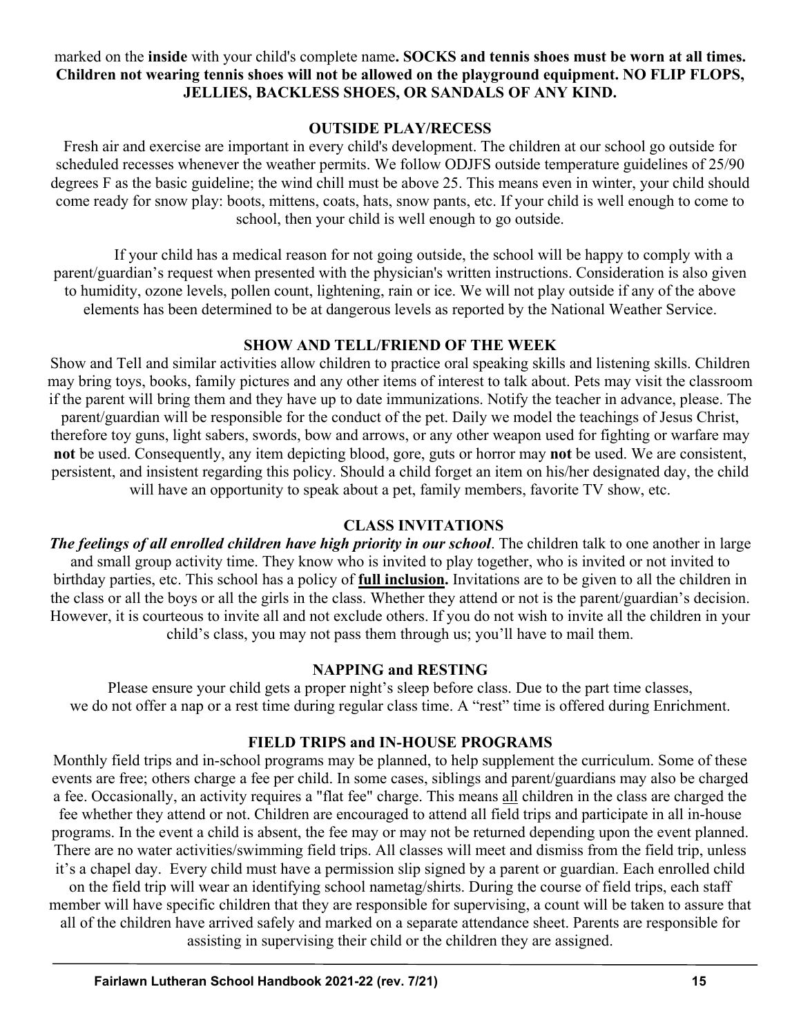marked on the **inside** with your child's complete name**. SOCKS and tennis shoes must be worn at all times. Children not wearing tennis shoes will not be allowed on the playground equipment. NO FLIP FLOPS, JELLIES, BACKLESS SHOES, OR SANDALS OF ANY KIND.**

## OUTSIDE PLAY/RECESS

Fresh air and exercise are important in every child's development. The children at our school go outside for scheduled recesses whenever the weather permits. We follow ODJFS outside temperature guidelines of 25/90 degrees F as the basic guideline; the wind chill must be above 25. This means even in winter, your child should come ready for snow play: boots, mittens, coats, hats, snow pants, etc. If your child is well enough to come to school, then your child is well enough to go outside.

If your child has a medical reason for not going outside, the school will be happy to comply with a parent/guardian's request when presented with the physician's written instructions. Consideration is also given to humidity, ozone levels, pollen count, lightening, rain or ice. We will not play outside if any of the above elements has been determined to be at dangerous levels as reported by the National Weather Service.

## SHOW AND TELL/FRIEND OF THE WEEK

Show and Tell and similar activities allow children to practice oral speaking skills and listening skills. Children may bring toys, books, family pictures and any other items of interest to talk about. Pets may visit the classroom if the parent will bring them and they have up to date immunizations. Notify the teacher in advance, please. The parent/guardian will be responsible for the conduct of the pet. Daily we model the teachings of Jesus Christ, therefore toy guns, light sabers, swords, bow and arrows, or any other weapon used for fighting or warfare may **not** be used. Consequently, any item depicting blood, gore, guts or horror may **not** be used. We are consistent, persistent, and insistent regarding this policy. Should a child forget an item on his/her designated day, the child will have an opportunity to speak about a pet, family members, favorite TV show, etc.

## CLASS INVITATIONS

***The feelings of all enrolled children have high priority in our school***. The children talk to one another in large and small group activity time. They know who is invited to play together, who is invited or not invited to birthday parties, etc. This school has a policy of **full inclusion.** Invitations are to be given to all the children in the class or all the boys or all the girls in the class. Whether they attend or not is the parent/guardian's decision. However, it is courteous to invite all and not exclude others. If you do not wish to invite all the children in your child's class, you may not pass them through us; you'll have to mail them.

## NAPPING and RESTING

Please ensure your child gets a proper night's sleep before class. Due to the part time classes, we do not offer a nap or a rest time during regular class time. A "rest" time is offered during Enrichment.

## FIELD TRIPS and IN-HOUSE PROGRAMS

Monthly field trips and in-school programs may be planned, to help supplement the curriculum. Some of these events are free; others charge a fee per child. In some cases, siblings and parent/guardians may also be charged a fee. Occasionally, an activity requires a "flat fee" charge. This means all children in the class are charged the fee whether they attend or not. Children are encouraged to attend all field trips and participate in all in-house programs. In the event a child is absent, the fee may or may not be returned depending upon the event planned. There are no water activities/swimming field trips. All classes will meet and dismiss from the field trip, unless it's a chapel day. Every child must have a permission slip signed by a parent or guardian. Each enrolled child on the field trip will wear an identifying school nametag/shirts. During the course of field trips, each staff member will have specific children that they are responsible for supervising, a count will be taken to assure that all of the children have arrived safely and marked on a separate attendance sheet. Parents are responsible for assisting in supervising their child or the children they are assigned.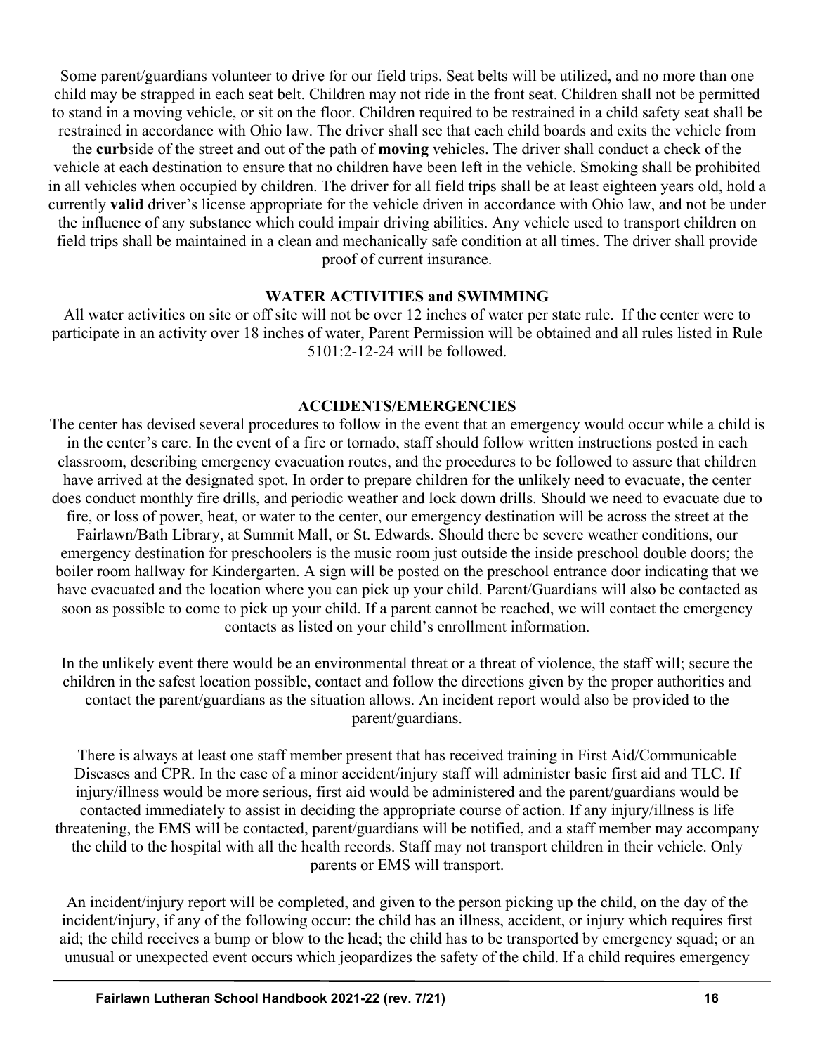Some parent/guardians volunteer to drive for our field trips. Seat belts will be utilized, and no more than one child may be strapped in each seat belt. Children may not ride in the front seat. Children shall not be permitted to stand in a moving vehicle, or sit on the floor. Children required to be restrained in a child safety seat shall be restrained in accordance with Ohio law. The driver shall see that each child boards and exits the vehicle from the **curb**side of the street and out of the path of **moving** vehicles. The driver shall conduct a check of the vehicle at each destination to ensure that no children have been left in the vehicle. Smoking shall be prohibited in all vehicles when occupied by children. The driver for all field trips shall be at least eighteen years old, hold a currently **valid** driver's license appropriate for the vehicle driven in accordance with Ohio law, and not be under the influence of any substance which could impair driving abilities. Any vehicle used to transport children on field trips shall be maintained in a clean and mechanically safe condition at all times. The driver shall provide proof of current insurance.

## WATER ACTIVITIES and SWIMMING

All water activities on site or off site will not be over 12 inches of water per state rule. If the center were to participate in an activity over 18 inches of water, Parent Permission will be obtained and all rules listed in Rule 5101:2-12-24 will be followed.

## ACCIDENTS/EMERGENCIES

The center has devised several procedures to follow in the event that an emergency would occur while a child is in the center's care. In the event of a fire or tornado, staff should follow written instructions posted in each classroom, describing emergency evacuation routes, and the procedures to be followed to assure that children have arrived at the designated spot. In order to prepare children for the unlikely need to evacuate, the center does conduct monthly fire drills, and periodic weather and lock down drills. Should we need to evacuate due to fire, or loss of power, heat, or water to the center, our emergency destination will be across the street at the Fairlawn/Bath Library, at Summit Mall, or St. Edwards. Should there be severe weather conditions, our emergency destination for preschoolers is the music room just outside the inside preschool double doors; the boiler room hallway for Kindergarten. A sign will be posted on the preschool entrance door indicating that we have evacuated and the location where you can pick up your child. Parent/Guardians will also be contacted as soon as possible to come to pick up your child. If a parent cannot be reached, we will contact the emergency contacts as listed on your child's enrollment information.

In the unlikely event there would be an environmental threat or a threat of violence, the staff will; secure the children in the safest location possible, contact and follow the directions given by the proper authorities and contact the parent/guardians as the situation allows. An incident report would also be provided to the parent/guardians.

There is always at least one staff member present that has received training in First Aid/Communicable Diseases and CPR. In the case of a minor accident/injury staff will administer basic first aid and TLC. If injury/illness would be more serious, first aid would be administered and the parent/guardians would be contacted immediately to assist in deciding the appropriate course of action. If any injury/illness is life threatening, the EMS will be contacted, parent/guardians will be notified, and a staff member may accompany the child to the hospital with all the health records. Staff may not transport children in their vehicle. Only parents or EMS will transport.

An incident/injury report will be completed, and given to the person picking up the child, on the day of the incident/injury, if any of the following occur: the child has an illness, accident, or injury which requires first aid; the child receives a bump or blow to the head; the child has to be transported by emergency squad; or an unusual or unexpected event occurs which jeopardizes the safety of the child. If a child requires emergency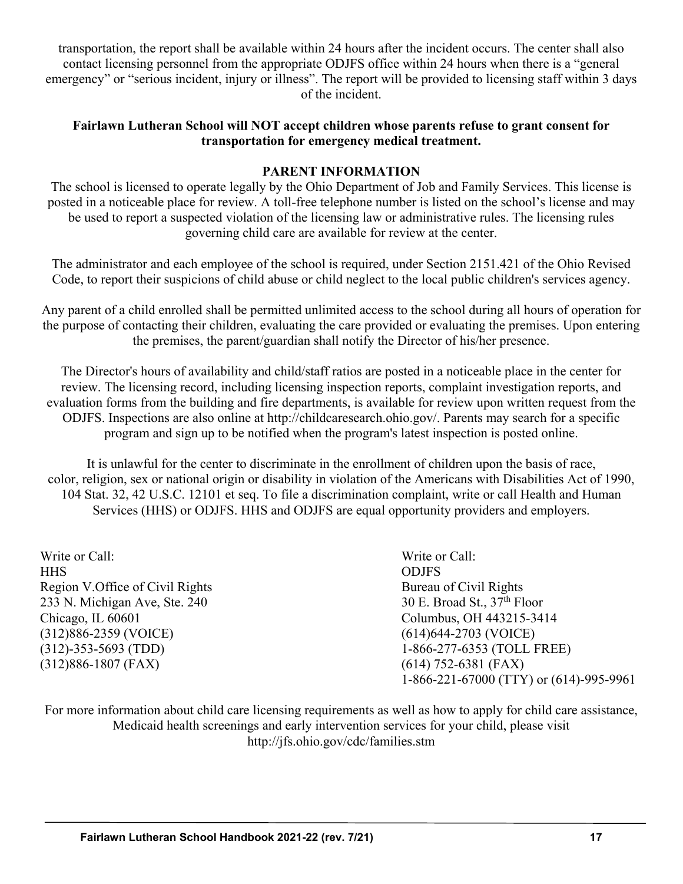transportation, the report shall be available within 24 hours after the incident occurs. The center shall also contact licensing personnel from the appropriate ODJFS office within 24 hours when there is a "general emergency" or "serious incident, injury or illness". The report will be provided to licensing staff within 3 days of the incident.

**Fairlawn Lutheran School will NOT accept children whose parents refuse to grant consent for transportation for emergency medical treatment.**

## PARENT INFORMATION

The school is licensed to operate legally by the Ohio Department of Job and Family Services. This license is posted in a noticeable place for review. A toll-free telephone number is listed on the school's license and may be used to report a suspected violation of the licensing law or administrative rules. The licensing rules governing child care are available for review at the center.

The administrator and each employee of the school is required, under Section 2151.421 of the Ohio Revised Code, to report their suspicions of child abuse or child neglect to the local public children's services agency.

Any parent of a child enrolled shall be permitted unlimited access to the school during all hours of operation for the purpose of contacting their children, evaluating the care provided or evaluating the premises. Upon entering the premises, the parent/guardian shall notify the Director of his/her presence.

The Director's hours of availability and child/staff ratios are posted in a noticeable place in the center for review. The licensing record, including licensing inspection reports, complaint investigation reports, and evaluation forms from the building and fire departments, is available for review upon written request from the ODJFS. Inspections are also online at http://childcaresearch.ohio.gov/. Parents may search for a specific program and sign up to be notified when the program's latest inspection is posted online.

It is unlawful for the center to discriminate in the enrollment of children upon the basis of race, color, religion, sex or national origin or disability in violation of the Americans with Disabilities Act of 1990, 104 Stat. 32, 42 U.S.C. 12101 et seq. To file a discrimination complaint, write or call Health and Human Services (HHS) or ODJFS. HHS and ODJFS are equal opportunity providers and employers.

Write or Call:
HHS
Region V.Office of Civil Rights
233 N. Michigan Ave, Ste. 240
Chicago, IL 60601
(312)886-2359 (VOICE)
(312)-353-5693 (TDD)
(312)886-1807 (FAX)

Write or Call:
ODJFS
Bureau of Civil Rights
30 E. Broad St., 37th Floor
Columbus, OH 443215-3414
(614)644-2703 (VOICE)
1-866-277-6353 (TOLL FREE)
(614) 752-6381 (FAX)
1-866-221-67000 (TTY) or (614)-995-9961

For more information about child care licensing requirements as well as how to apply for child care assistance, Medicaid health screenings and early intervention services for your child, please visit http://jfs.ohio.gov/cdc/families.stm